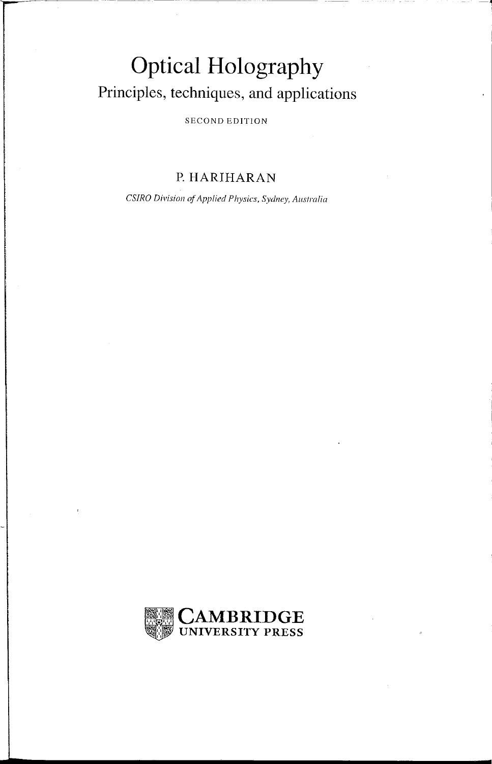# Optical Holography

## Principles, techniques, and applications

SECOND EDITION

P. HARIHARAN

*CSIRO Division of Applied Physics, Sydney, Australia*

CAMBRIDGE
UNIVERSITY PRESS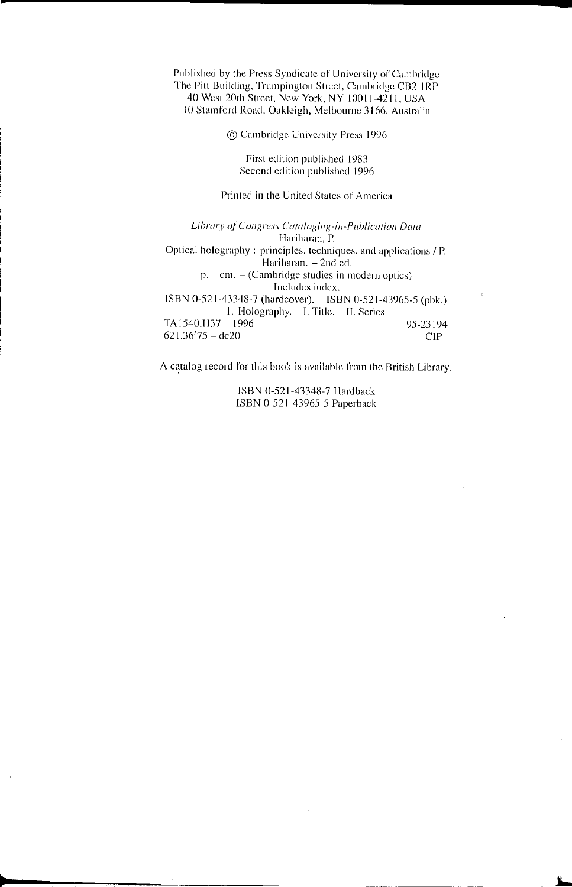Published by the Press Syndicate of University of Cambridge
The Pitt Building, Trumpington Street, Cambridge CB2 1RP
40 West 20th Street, New York, NY 10011-4211, USA
10 Stamford Road, Oakleigh, Melbourne 3166, Australia

© Cambridge University Press 1996

First edition published 1983
Second edition published 1996

Printed in the United States of America

*Library of Congress Cataloging-in-Publication Data*
Hariharan, P.
Optical holography : principles, techniques, and applications / P. Hariharan. – 2nd ed.
p. cm. – (Cambridge studies in modern optics)
Includes index.
ISBN 0-521-43348-7 (hardcover). – ISBN 0-521-43965-5 (pbk.)
1. Holography. I. Title. II. Series.
TA1540.H37 1996 95-23194
621.36'75 – dc20 CIP

A catalog record for this book is available from the British Library.

ISBN 0-521-43348-7 Hardback
ISBN 0-521-43965-5 Paperback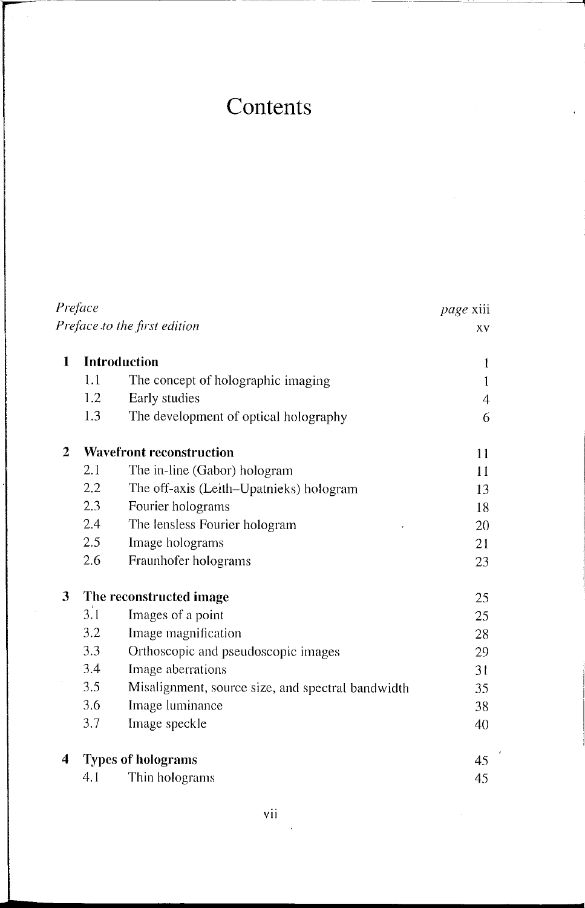# Contents

| | | |
|---|---|---|
| *Preface* | | *page* xiii |
| *Preface to the first edition* | | xv |
| **1** | **Introduction** | 1 |
| 1.1 | The concept of holographic imaging | 1 |
| 1.2 | Early studies | 4 |
| 1.3 | The development of optical holography | 6 |
| **2** | **Wavefront reconstruction** | 11 |
| 2.1 | The in-line (Gabor) hologram | 11 |
| 2.2 | The off-axis (Leith–Upatnieks) hologram | 13 |
| 2.3 | Fourier holograms | 18 |
| 2.4 | The lensless Fourier hologram | 20 |
| 2.5 | Image holograms | 21 |
| 2.6 | Fraunhofer holograms | 23 |
| **3** | **The reconstructed image** | 25 |
| 3.1 | Images of a point | 25 |
| 3.2 | Image magnification | 28 |
| 3.3 | Orthoscopic and pseudoscopic images | 29 |
| 3.4 | Image aberrations | 31 |
| 3.5 | Misalignment, source size, and spectral bandwidth | 35 |
| 3.6 | Image luminance | 38 |
| 3.7 | Image speckle | 40 |
| **4** | **Types of holograms** | 45 |
| 4.1 | Thin holograms | 45 |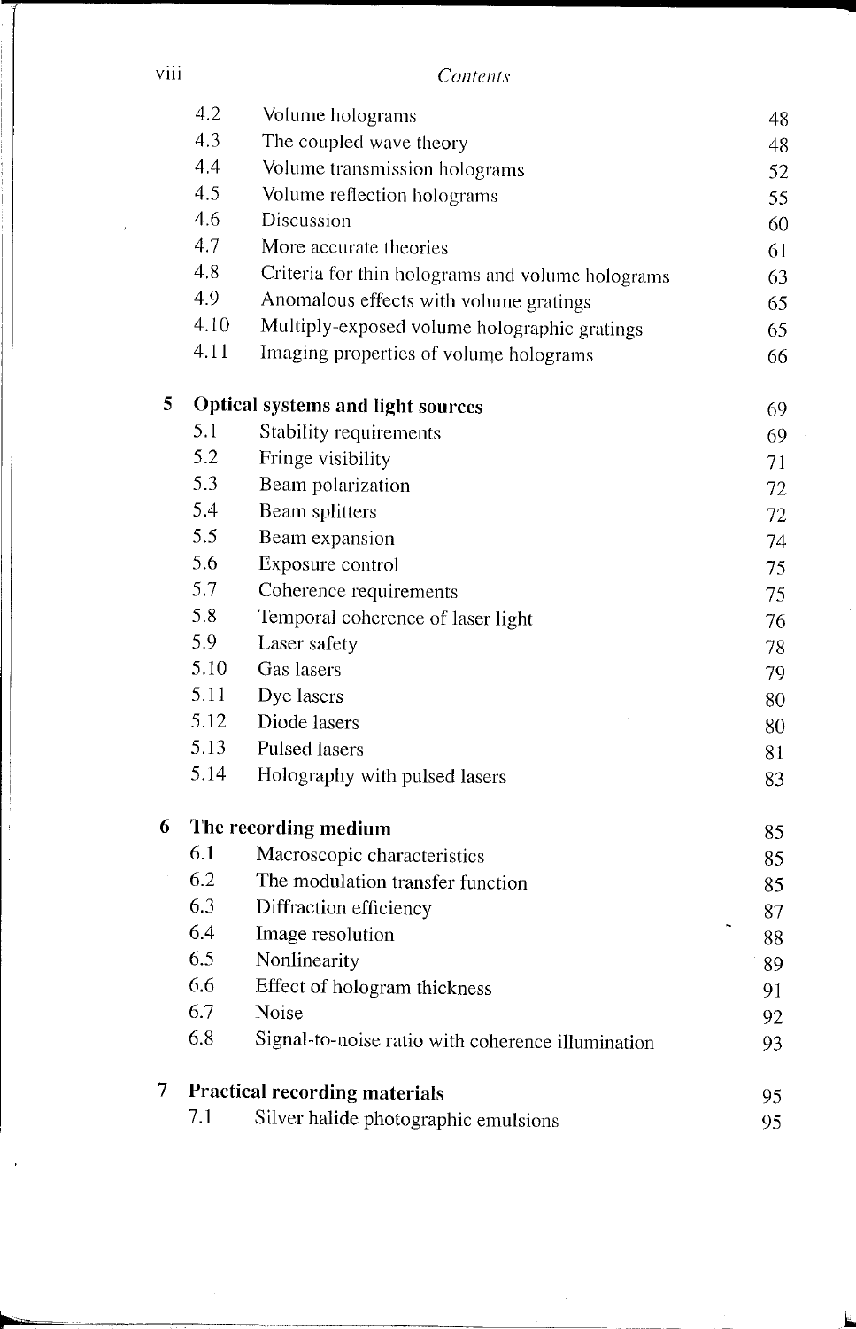| | | |
|---|---|---|
| 4.2 | Volume holograms | 48 |
| 4.3 | The coupled wave theory | 48 |
| 4.4 | Volume transmission holograms | 52 |
| 4.5 | Volume reflection holograms | 55 |
| 4.6 | Discussion | 60 |
| 4.7 | More accurate theories | 61 |
| 4.8 | Criteria for thin holograms and volume holograms | 63 |
| 4.9 | Anomalous effects with volume gratings | 65 |
| 4.10 | Multiply-exposed volume holographic gratings | 65 |
| 4.11 | Imaging properties of volume holograms | 66 |
| **5** | **Optical systems and light sources** | 69 |
| 5.1 | Stability requirements | 69 |
| 5.2 | Fringe visibility | 71 |
| 5.3 | Beam polarization | 72 |
| 5.4 | Beam splitters | 72 |
| 5.5 | Beam expansion | 74 |
| 5.6 | Exposure control | 75 |
| 5.7 | Coherence requirements | 75 |
| 5.8 | Temporal coherence of laser light | 76 |
| 5.9 | Laser safety | 78 |
| 5.10 | Gas lasers | 79 |
| 5.11 | Dye lasers | 80 |
| 5.12 | Diode lasers | 80 |
| 5.13 | Pulsed lasers | 81 |
| 5.14 | Holography with pulsed lasers | 83 |
| **6** | **The recording medium** | 85 |
| 6.1 | Macroscopic characteristics | 85 |
| 6.2 | The modulation transfer function | 85 |
| 6.3 | Diffraction efficiency | 87 |
| 6.4 | Image resolution | 88 |
| 6.5 | Nonlinearity | 89 |
| 6.6 | Effect of hologram thickness | 91 |
| 6.7 | Noise | 92 |
| 6.8 | Signal-to-noise ratio with coherence illumination | 93 |
| **7** | **Practical recording materials** | 95 |
| 7.1 | Silver halide photographic emulsions | 95 |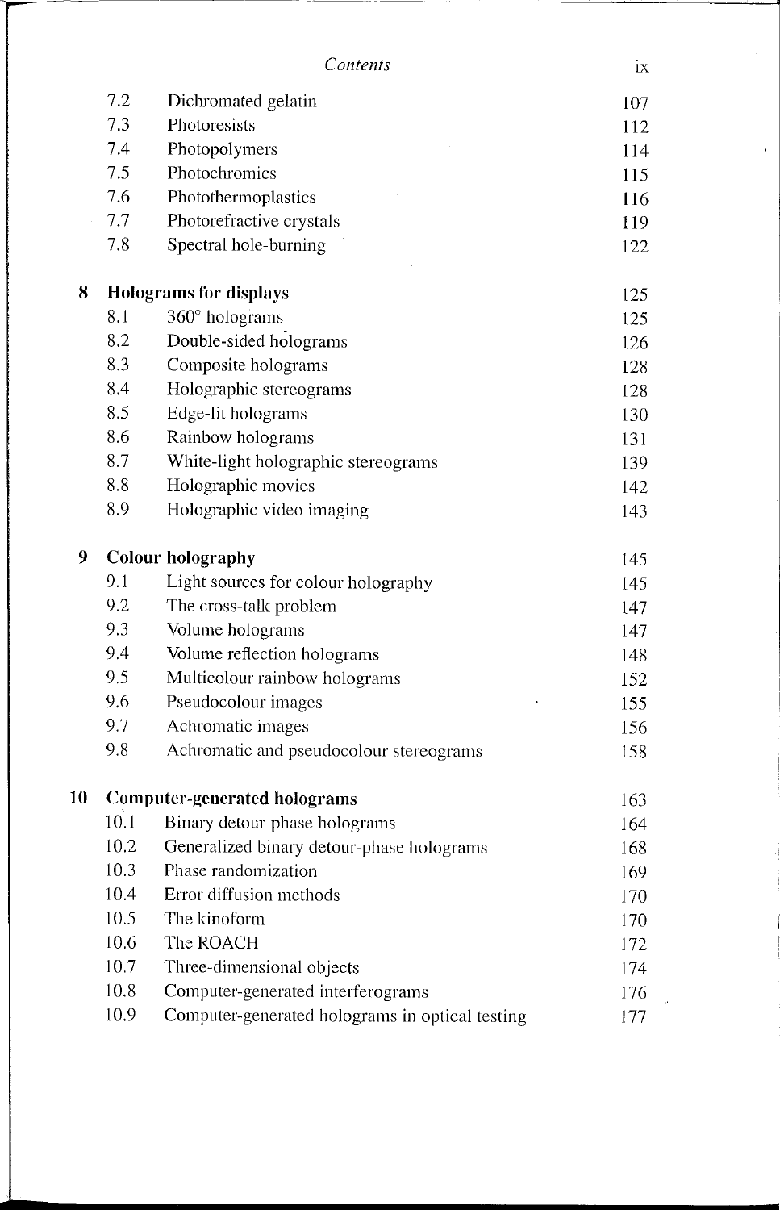| | | |
|---|---|---|
| 7.2 | Dichromated gelatin | 107 |
| 7.3 | Photoresists | 112 |
| 7.4 | Photopolymers | 114 |
| 7.5 | Photochromics | 115 |
| 7.6 | Photothermoplastics | 116 |
| 7.7 | Photorefractive crystals | 119 |
| 7.8 | Spectral hole-burning | 122 |
| **8** | **Holograms for displays** | 125 |
| 8.1 | 360° holograms | 125 |
| 8.2 | Double-sided holograms | 126 |
| 8.3 | Composite holograms | 128 |
| 8.4 | Holographic stereograms | 128 |
| 8.5 | Edge-lit holograms | 130 |
| 8.6 | Rainbow holograms | 131 |
| 8.7 | White-light holographic stereograms | 139 |
| 8.8 | Holographic movies | 142 |
| 8.9 | Holographic video imaging | 143 |
| **9** | **Colour holography** | 145 |
| 9.1 | Light sources for colour holography | 145 |
| 9.2 | The cross-talk problem | 147 |
| 9.3 | Volume holograms | 147 |
| 9.4 | Volume reflection holograms | 148 |
| 9.5 | Multicolour rainbow holograms | 152 |
| 9.6 | Pseudocolour images | 155 |
| 9.7 | Achromatic images | 156 |
| 9.8 | Achromatic and pseudocolour stereograms | 158 |
| **10** | **Computer-generated holograms** | 163 |
| 10.1 | Binary detour-phase holograms | 164 |
| 10.2 | Generalized binary detour-phase holograms | 168 |
| 10.3 | Phase randomization | 169 |
| 10.4 | Error diffusion methods | 170 |
| 10.5 | The kinoform | 170 |
| 10.6 | The ROACH | 172 |
| 10.7 | Three-dimensional objects | 174 |
| 10.8 | Computer-generated interferograms | 176 |
| 10.9 | Computer-generated holograms in optical testing | 177 |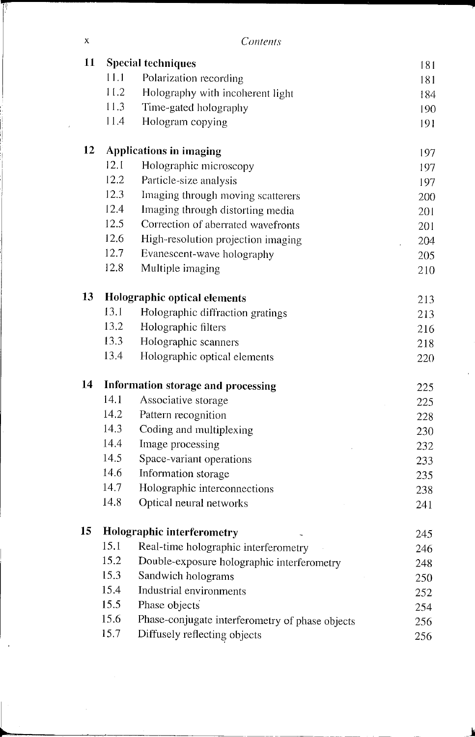| | | |
|---|---|---|
| **11** | **Special techniques** | 181 |
| 11.1 | Polarization recording | 181 |
| 11.2 | Holography with incoherent light | 184 |
| 11.3 | Time-gated holography | 190 |
| 11.4 | Hologram copying | 191 |
| **12** | **Applications in imaging** | 197 |
| 12.1 | Holographic microscopy | 197 |
| 12.2 | Particle-size analysis | 197 |
| 12.3 | Imaging through moving scatterers | 200 |
| 12.4 | Imaging through distorting media | 201 |
| 12.5 | Correction of aberrated wavefronts | 201 |
| 12.6 | High-resolution projection imaging | 204 |
| 12.7 | Evanescent-wave holography | 205 |
| 12.8 | Multiple imaging | 210 |
| **13** | **Holographic optical elements** | 213 |
| 13.1 | Holographic diffraction gratings | 213 |
| 13.2 | Holographic filters | 216 |
| 13.3 | Holographic scanners | 218 |
| 13.4 | Holographic optical elements | 220 |
| **14** | **Information storage and processing** | 225 |
| 14.1 | Associative storage | 225 |
| 14.2 | Pattern recognition | 228 |
| 14.3 | Coding and multiplexing | 230 |
| 14.4 | Image processing | 232 |
| 14.5 | Space-variant operations | 233 |
| 14.6 | Information storage | 235 |
| 14.7 | Holographic interconnections | 238 |
| 14.8 | Optical neural networks | 241 |
| **15** | **Holographic interferometry** | 245 |
| 15.1 | Real-time holographic interferometry | 246 |
| 15.2 | Double-exposure holographic interferometry | 248 |
| 15.3 | Sandwich holograms | 250 |
| 15.4 | Industrial environments | 252 |
| 15.5 | Phase objects | 254 |
| 15.6 | Phase-conjugate interferometry of phase objects | 256 |
| 15.7 | Diffusely reflecting objects | 256 |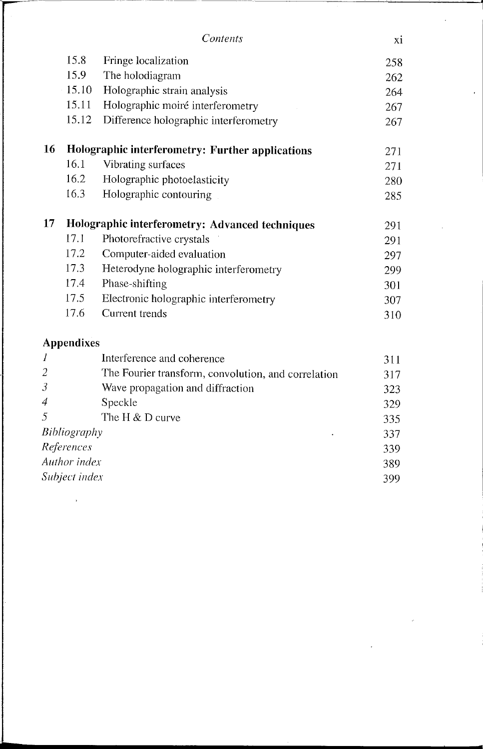| | | |
|---|---|---|
| 15.8 | Fringe localization | 258 |
| 15.9 | The holodiagram | 262 |
| 15.10 | Holographic strain analysis | 264 |
| 15.11 | Holographic moiré interferometry | 267 |
| 15.12 | Difference holographic interferometry | 267 |

**16 Holographic interferometry: Further applications** 271

| | | |
|---|---|---|
| 16.1 | Vibrating surfaces | 271 |
| 16.2 | Holographic photoelasticity | 280 |
| 16.3 | Holographic contouring | 285 |

**17 Holographic interferometry: Advanced techniques** 291

| | | |
|---|---|---|
| 17.1 | Photorefractive crystals | 291 |
| 17.2 | Computer-aided evaluation | 297 |
| 17.3 | Heterodyne holographic interferometry | 299 |
| 17.4 | Phase-shifting | 301 |
| 17.5 | Electronic holographic interferometry | 307 |
| 17.6 | Current trends | 310 |

**Appendixes**

| | | |
|---|---|---|
| *1* | Interference and coherence | 311 |
| *2* | The Fourier transform, convolution, and correlation | 317 |
| *3* | Wave propagation and diffraction | 323 |
| *4* | Speckle | 329 |
| *5* | The H & D curve | 335 |

*Bibliography* 337

*References* 339

*Author index* 389

*Subject index* 399